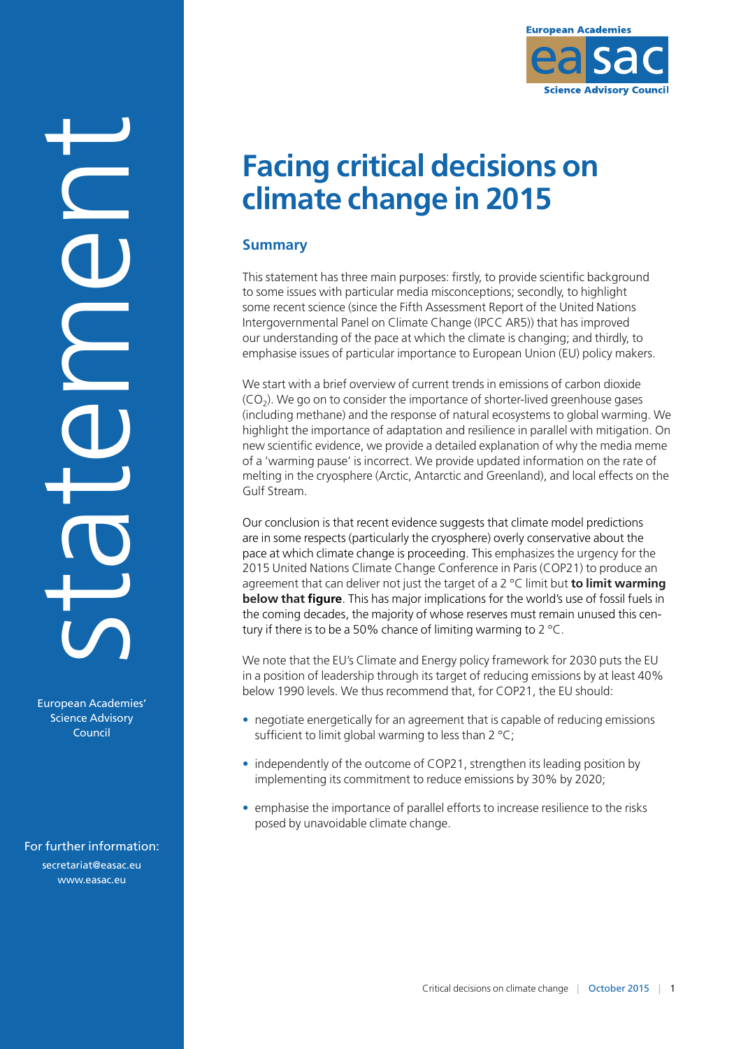statement

European Academies' Science Advisory Council

For further information:
secretariat@easac.eu
www.easac.eu

European Academies
easac
Science Advisory Council

# Facing critical decisions on climate change in 2015

## Summary

This statement has three main purposes: firstly, to provide scientific background to some issues with particular media misconceptions; secondly, to highlight some recent science (since the Fifth Assessment Report of the United Nations Intergovernmental Panel on Climate Change (IPCC AR5)) that has improved our understanding of the pace at which the climate is changing; and thirdly, to emphasise issues of particular importance to European Union (EU) policy makers.

We start with a brief overview of current trends in emissions of carbon dioxide ($CO_2$). We go on to consider the importance of shorter-lived greenhouse gases (including methane) and the response of natural ecosystems to global warming. We highlight the importance of adaptation and resilience in parallel with mitigation. On new scientific evidence, we provide a detailed explanation of why the media meme of a 'warming pause' is incorrect. We provide updated information on the rate of melting in the cryosphere (Arctic, Antarctic and Greenland), and local effects on the Gulf Stream.

Our conclusion is that recent evidence suggests that climate model predictions are in some respects (particularly the cryosphere) overly conservative about the pace at which climate change is proceeding. This emphasizes the urgency for the 2015 United Nations Climate Change Conference in Paris (COP21) to produce an agreement that can deliver not just the target of a 2 °C limit but **to limit warming below that figure**. This has major implications for the world's use of fossil fuels in the coming decades, the majority of whose reserves must remain unused this century if there is to be a 50% chance of limiting warming to 2 °C.

We note that the EU's Climate and Energy policy framework for 2030 puts the EU in a position of leadership through its target of reducing emissions by at least 40% below 1990 levels. We thus recommend that, for COP21, the EU should:

- negotiate energetically for an agreement that is capable of reducing emissions sufficient to limit global warming to less than 2 °C;
- independently of the outcome of COP21, strengthen its leading position by implementing its commitment to reduce emissions by 30% by 2020;
- emphasise the importance of parallel efforts to increase resilience to the risks posed by unavoidable climate change.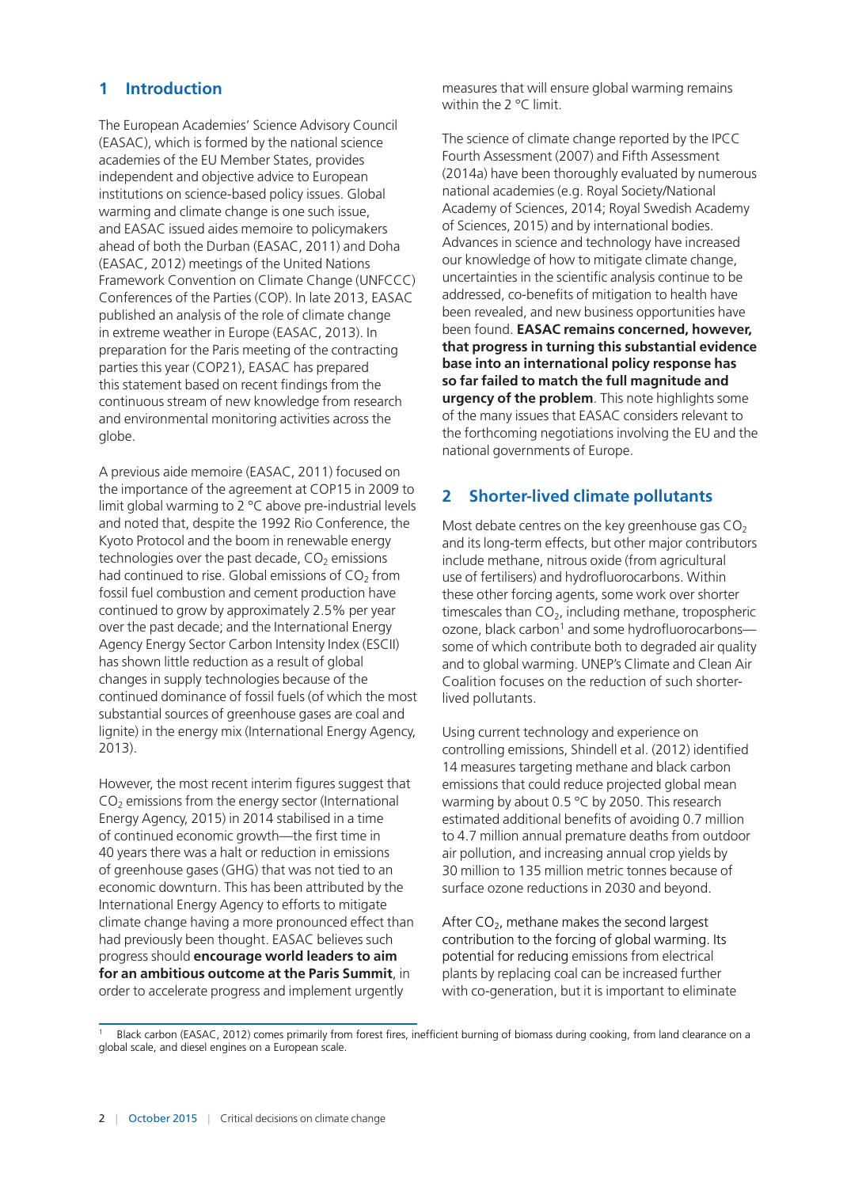## 1 Introduction

The European Academies' Science Advisory Council (EASAC), which is formed by the national science academies of the EU Member States, provides independent and objective advice to European institutions on science-based policy issues. Global warming and climate change is one such issue, and EASAC issued aides memoire to policymakers ahead of both the Durban (EASAC, 2011) and Doha (EASAC, 2012) meetings of the United Nations Framework Convention on Climate Change (UNFCCC) Conferences of the Parties (COP). In late 2013, EASAC published an analysis of the role of climate change in extreme weather in Europe (EASAC, 2013). In preparation for the Paris meeting of the contracting parties this year (COP21), EASAC has prepared this statement based on recent findings from the continuous stream of new knowledge from research and environmental monitoring activities across the globe.

A previous aide memoire (EASAC, 2011) focused on the importance of the agreement at COP15 in 2009 to limit global warming to 2 °C above pre-industrial levels and noted that, despite the 1992 Rio Conference, the Kyoto Protocol and the boom in renewable energy technologies over the past decade, $CO_2$ emissions had continued to rise. Global emissions of $CO_2$ from fossil fuel combustion and cement production have continued to grow by approximately 2.5% per year over the past decade; and the International Energy Agency Energy Sector Carbon Intensity Index (ESCII) has shown little reduction as a result of global changes in supply technologies because of the continued dominance of fossil fuels (of which the most substantial sources of greenhouse gases are coal and lignite) in the energy mix (International Energy Agency, 2013).

However, the most recent interim figures suggest that $CO_2$ emissions from the energy sector (International Energy Agency, 2015) in 2014 stabilised in a time of continued economic growth—the first time in 40 years there was a halt or reduction in emissions of greenhouse gases (GHG) that was not tied to an economic downturn. This has been attributed by the International Energy Agency to efforts to mitigate climate change having a more pronounced effect than had previously been thought. EASAC believes such progress should **encourage world leaders to aim for an ambitious outcome at the Paris Summit**, in order to accelerate progress and implement urgently measures that will ensure global warming remains within the 2 °C limit.

The science of climate change reported by the IPCC Fourth Assessment (2007) and Fifth Assessment (2014a) have been thoroughly evaluated by numerous national academies (e.g. Royal Society/National Academy of Sciences, 2014; Royal Swedish Academy of Sciences, 2015) and by international bodies. Advances in science and technology have increased our knowledge of how to mitigate climate change, uncertainties in the scientific analysis continue to be addressed, co-benefits of mitigation to health have been revealed, and new business opportunities have been found. **EASAC remains concerned, however, that progress in turning this substantial evidence base into an international policy response has so far failed to match the full magnitude and urgency of the problem**. This note highlights some of the many issues that EASAC considers relevant to the forthcoming negotiations involving the EU and the national governments of Europe.

## 2 Shorter-lived climate pollutants

Most debate centres on the key greenhouse gas $CO_2$ and its long-term effects, but other major contributors include methane, nitrous oxide (from agricultural use of fertilisers) and hydrofluorocarbons. Within these other forcing agents, some work over shorter timescales than $CO_2$, including methane, tropospheric ozone, black carbon[1] and some hydrofluorocarbons—some of which contribute both to degraded air quality and to global warming. UNEP's Climate and Clean Air Coalition focuses on the reduction of such shorter-lived pollutants.

Using current technology and experience on controlling emissions, Shindell et al. (2012) identified 14 measures targeting methane and black carbon emissions that could reduce projected global mean warming by about 0.5 °C by 2050. This research estimated additional benefits of avoiding 0.7 million to 4.7 million annual premature deaths from outdoor air pollution, and increasing annual crop yields by 30 million to 135 million metric tonnes because of surface ozone reductions in 2030 and beyond.

After $CO_2$, methane makes the second largest contribution to the forcing of global warming. Its potential for reducing emissions from electrical plants by replacing coal can be increased further with co-generation, but it is important to eliminate

[1] Black carbon (EASAC, 2012) comes primarily from forest fires, inefficient burning of biomass during cooking, from land clearance on a global scale, and diesel engines on a European scale.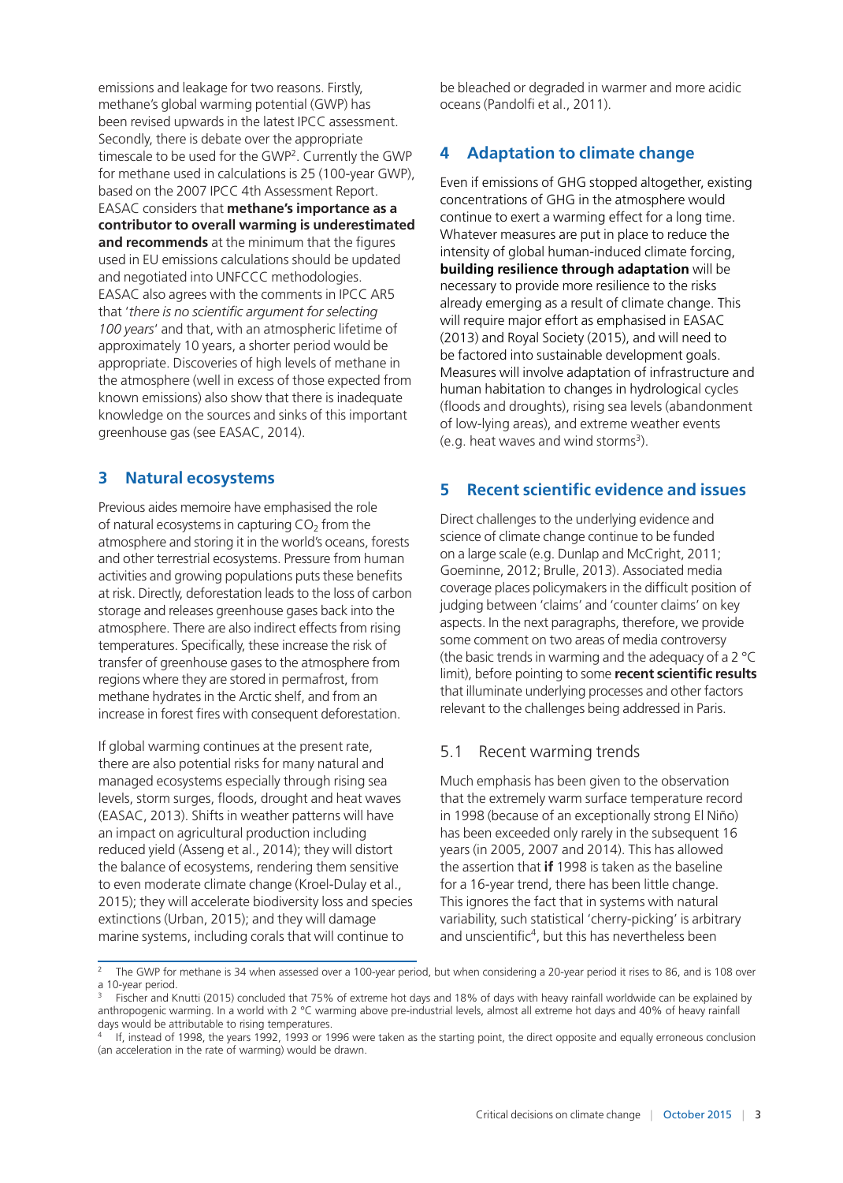emissions and leakage for two reasons. Firstly, methane's global warming potential (GWP) has been revised upwards in the latest IPCC assessment. Secondly, there is debate over the appropriate timescale to be used for the GWP[2]. Currently the GWP for methane used in calculations is 25 (100-year GWP), based on the 2007 IPCC 4th Assessment Report. EASAC considers that **methane's importance as a contributor to overall warming is underestimated and recommends** at the minimum that the figures used in EU emissions calculations should be updated and negotiated into UNFCCC methodologies. EASAC also agrees with the comments in IPCC AR5 that '*there is no scientific argument for selecting 100 years*' and that, with an atmospheric lifetime of approximately 10 years, a shorter period would be appropriate. Discoveries of high levels of methane in the atmosphere (well in excess of those expected from known emissions) also show that there is inadequate knowledge on the sources and sinks of this important greenhouse gas (see EASAC, 2014).

## 3 Natural ecosystems

Previous aides memoire have emphasised the role of natural ecosystems in capturing $CO_2$ from the atmosphere and storing it in the world's oceans, forests and other terrestrial ecosystems. Pressure from human activities and growing populations puts these benefits at risk. Directly, deforestation leads to the loss of carbon storage and releases greenhouse gases back into the atmosphere. There are also indirect effects from rising temperatures. Specifically, these increase the risk of transfer of greenhouse gases to the atmosphere from regions where they are stored in permafrost, from methane hydrates in the Arctic shelf, and from an increase in forest fires with consequent deforestation.

If global warming continues at the present rate, there are also potential risks for many natural and managed ecosystems especially through rising sea levels, storm surges, floods, drought and heat waves (EASAC, 2013). Shifts in weather patterns will have an impact on agricultural production including reduced yield (Asseng et al., 2014); they will distort the balance of ecosystems, rendering them sensitive to even moderate climate change (Kroel-Dulay et al., 2015); they will accelerate biodiversity loss and species extinctions (Urban, 2015); and they will damage marine systems, including corals that will continue to be bleached or degraded in warmer and more acidic oceans (Pandolfi et al., 2011).

## 4 Adaptation to climate change

Even if emissions of GHG stopped altogether, existing concentrations of GHG in the atmosphere would continue to exert a warming effect for a long time. Whatever measures are put in place to reduce the intensity of global human-induced climate forcing, **building resilience through adaptation** will be necessary to provide more resilience to the risks already emerging as a result of climate change. This will require major effort as emphasised in EASAC (2013) and Royal Society (2015), and will need to be factored into sustainable development goals. Measures will involve adaptation of infrastructure and human habitation to changes in hydrological cycles (floods and droughts), rising sea levels (abandonment of low-lying areas), and extreme weather events (e.g. heat waves and wind storms[3]).

## 5 Recent scientific evidence and issues

Direct challenges to the underlying evidence and science of climate change continue to be funded on a large scale (e.g. Dunlap and McCright, 2011; Goeminne, 2012; Brulle, 2013). Associated media coverage places policymakers in the difficult position of judging between 'claims' and 'counter claims' on key aspects. In the next paragraphs, therefore, we provide some comment on two areas of media controversy (the basic trends in warming and the adequacy of a 2 °C limit), before pointing to some **recent scientific results** that illuminate underlying processes and other factors relevant to the challenges being addressed in Paris.

### 5.1 Recent warming trends

Much emphasis has been given to the observation that the extremely warm surface temperature record in 1998 (because of an exceptionally strong El Niño) has been exceeded only rarely in the subsequent 16 years (in 2005, 2007 and 2014). This has allowed the assertion that **if** 1998 is taken as the baseline for a 16-year trend, there has been little change. This ignores the fact that in systems with natural variability, such statistical 'cherry-picking' is arbitrary and unscientific[4], but this has nevertheless been

---

[2] The GWP for methane is 34 when assessed over a 100-year period, but when considering a 20-year period it rises to 86, and is 108 over a 10-year period.

[3] Fischer and Knutti (2015) concluded that 75% of extreme hot days and 18% of days with heavy rainfall worldwide can be explained by anthropogenic warming. In a world with 2 °C warming above pre-industrial levels, almost all extreme hot days and 40% of heavy rainfall days would be attributable to rising temperatures.

[4] If, instead of 1998, the years 1992, 1993 or 1996 were taken as the starting point, the direct opposite and equally erroneous conclusion (an acceleration in the rate of warming) would be drawn.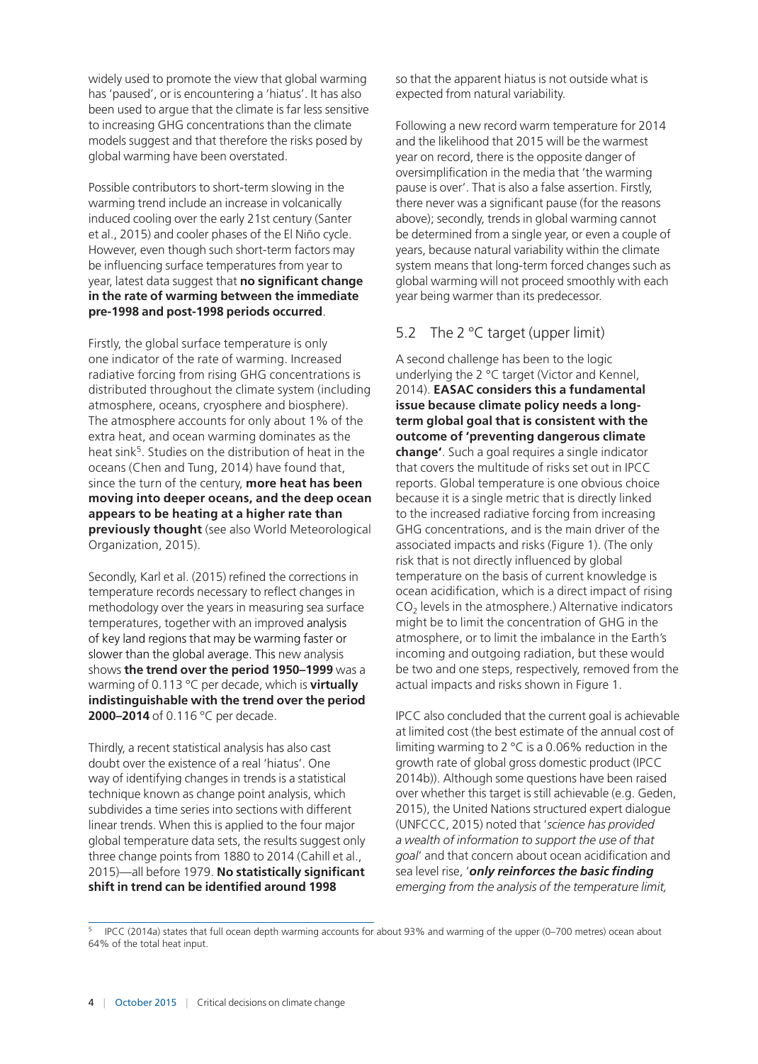widely used to promote the view that global warming has 'paused', or is encountering a 'hiatus'. It has also been used to argue that the climate is far less sensitive to increasing GHG concentrations than the climate models suggest and that therefore the risks posed by global warming have been overstated.

Possible contributors to short-term slowing in the warming trend include an increase in volcanically induced cooling over the early 21st century (Santer et al., 2015) and cooler phases of the El Niño cycle. However, even though such short-term factors may be influencing surface temperatures from year to year, latest data suggest that **no significant change in the rate of warming between the immediate pre-1998 and post-1998 periods occurred**.

Firstly, the global surface temperature is only one indicator of the rate of warming. Increased radiative forcing from rising GHG concentrations is distributed throughout the climate system (including atmosphere, oceans, cryosphere and biosphere). The atmosphere accounts for only about 1% of the extra heat, and ocean warming dominates as the heat sink[5]. Studies on the distribution of heat in the oceans (Chen and Tung, 2014) have found that, since the turn of the century, **more heat has been moving into deeper oceans, and the deep ocean appears to be heating at a higher rate than previously thought** (see also World Meteorological Organization, 2015).

Secondly, Karl et al. (2015) refined the corrections in temperature records necessary to reflect changes in methodology over the years in measuring sea surface temperatures, together with an improved analysis of key land regions that may be warming faster or slower than the global average. This new analysis shows **the trend over the period 1950–1999** was a warming of 0.113 °C per decade, which is **virtually indistinguishable with the trend over the period 2000–2014** of 0.116 °C per decade.

Thirdly, a recent statistical analysis has also cast doubt over the existence of a real 'hiatus'. One way of identifying changes in trends is a statistical technique known as change point analysis, which subdivides a time series into sections with different linear trends. When this is applied to the four major global temperature data sets, the results suggest only three change points from 1880 to 2014 (Cahill et al., 2015)—all before 1979. **No statistically significant shift in trend can be identified around 1998** so that the apparent hiatus is not outside what is expected from natural variability.

Following a new record warm temperature for 2014 and the likelihood that 2015 will be the warmest year on record, there is the opposite danger of oversimplification in the media that 'the warming pause is over'. That is also a false assertion. Firstly, there never was a significant pause (for the reasons above); secondly, trends in global warming cannot be determined from a single year, or even a couple of years, because natural variability within the climate system means that long-term forced changes such as global warming will not proceed smoothly with each year being warmer than its predecessor.

## 5.2 The 2 °C target (upper limit)

A second challenge has been to the logic underlying the 2 °C target (Victor and Kennel, 2014). **EASAC considers this a fundamental issue because climate policy needs a long-term global goal that is consistent with the outcome of 'preventing dangerous climate change'**. Such a goal requires a single indicator that covers the multitude of risks set out in IPCC reports. Global temperature is one obvious choice because it is a single metric that is directly linked to the increased radiative forcing from increasing GHG concentrations, and is the main driver of the associated impacts and risks (Figure 1). (The only risk that is not directly influenced by global temperature on the basis of current knowledge is ocean acidification, which is a direct impact of rising $CO_2$ levels in the atmosphere.) Alternative indicators might be to limit the concentration of GHG in the atmosphere, or to limit the imbalance in the Earth's incoming and outgoing radiation, but these would be two and one steps, respectively, removed from the actual impacts and risks shown in Figure 1.

IPCC also concluded that the current goal is achievable at limited cost (the best estimate of the annual cost of limiting warming to 2 °C is a 0.06% reduction in the growth rate of global gross domestic product (IPCC 2014b)). Although some questions have been raised over whether this target is still achievable (e.g. Geden, 2015), the United Nations structured expert dialogue (UNFCCC, 2015) noted that '*science has provided a wealth of information to support the use of that goal*' and that concern about ocean acidification and sea level rise, '***only reinforces the basic finding** emerging from the analysis of the temperature limit,*

[5] IPCC (2014a) states that full ocean depth warming accounts for about 93% and warming of the upper (0–700 metres) ocean about 64% of the total heat input.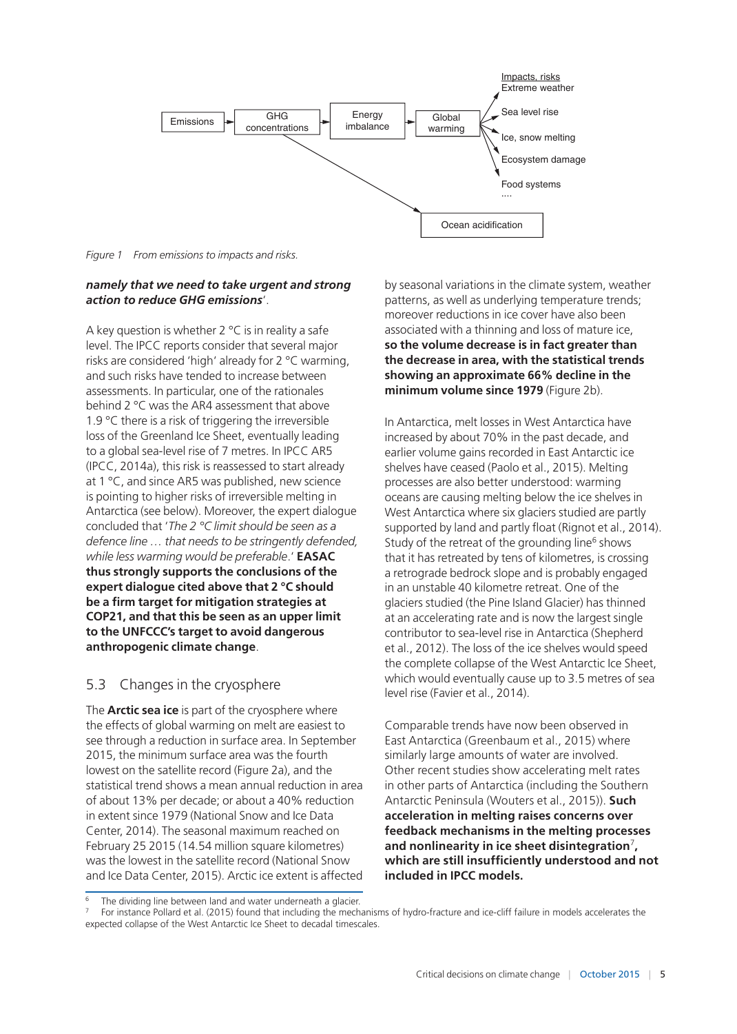Figure 1 From emissions to impacts and risks.

***namely that we need to take urgent and strong action to reduce GHG emissions***'.

A key question is whether 2 °C is in reality a safe level. The IPCC reports consider that several major risks are considered 'high' already for 2 °C warming, and such risks have tended to increase between assessments. In particular, one of the rationales behind 2 °C was the AR4 assessment that above 1.9 °C there is a risk of triggering the irreversible loss of the Greenland Ice Sheet, eventually leading to a global sea-level rise of 7 metres. In IPCC AR5 (IPCC, 2014a), this risk is reassessed to start already at 1 °C, and since AR5 was published, new science is pointing to higher risks of irreversible melting in Antarctica (see below). Moreover, the expert dialogue concluded that '*The 2 °C limit should be seen as a defence line … that needs to be stringently defended, while less warming would be preferable*.' **EASAC thus strongly supports the conclusions of the expert dialogue cited above that 2 °C should be a firm target for mitigation strategies at COP21, and that this be seen as an upper limit to the UNFCCC's target to avoid dangerous anthropogenic climate change**.

## 5.3 Changes in the cryosphere

The **Arctic sea ice** is part of the cryosphere where the effects of global warming on melt are easiest to see through a reduction in surface area. In September 2015, the minimum surface area was the fourth lowest on the satellite record (Figure 2a), and the statistical trend shows a mean annual reduction in area of about 13% per decade; or about a 40% reduction in extent since 1979 (National Snow and Ice Data Center, 2014). The seasonal maximum reached on February 25 2015 (14.54 million square kilometres) was the lowest in the satellite record (National Snow and Ice Data Center, 2015). Arctic ice extent is affected by seasonal variations in the climate system, weather patterns, as well as underlying temperature trends; moreover reductions in ice cover have also been associated with a thinning and loss of mature ice, **so the volume decrease is in fact greater than the decrease in area, with the statistical trends showing an approximate 66% decline in the minimum volume since 1979** (Figure 2b).

In Antarctica, melt losses in West Antarctica have increased by about 70% in the past decade, and earlier volume gains recorded in East Antarctic ice shelves have ceased (Paolo et al., 2015). Melting processes are also better understood: warming oceans are causing melting below the ice shelves in West Antarctica where six glaciers studied are partly supported by land and partly float (Rignot et al., 2014). Study of the retreat of the grounding line[6] shows that it has retreated by tens of kilometres, is crossing a retrograde bedrock slope and is probably engaged in an unstable 40 kilometre retreat. One of the glaciers studied (the Pine Island Glacier) has thinned at an accelerating rate and is now the largest single contributor to sea-level rise in Antarctica (Shepherd et al., 2012). The loss of the ice shelves would speed the complete collapse of the West Antarctic Ice Sheet, which would eventually cause up to 3.5 metres of sea level rise (Favier et al., 2014).

Comparable trends have now been observed in East Antarctica (Greenbaum et al., 2015) where similarly large amounts of water are involved. Other recent studies show accelerating melt rates in other parts of Antarctica (including the Southern Antarctic Peninsula (Wouters et al., 2015)). **Such acceleration in melting raises concerns over feedback mechanisms in the melting processes and nonlinearity in ice sheet disintegration[7], which are still insufficiently understood and not included in IPCC models.**

[6] The dividing line between land and water underneath a glacier.

[7] For instance Pollard et al. (2015) found that including the mechanisms of hydro-fracture and ice-cliff failure in models accelerates the expected collapse of the West Antarctic Ice Sheet to decadal timescales.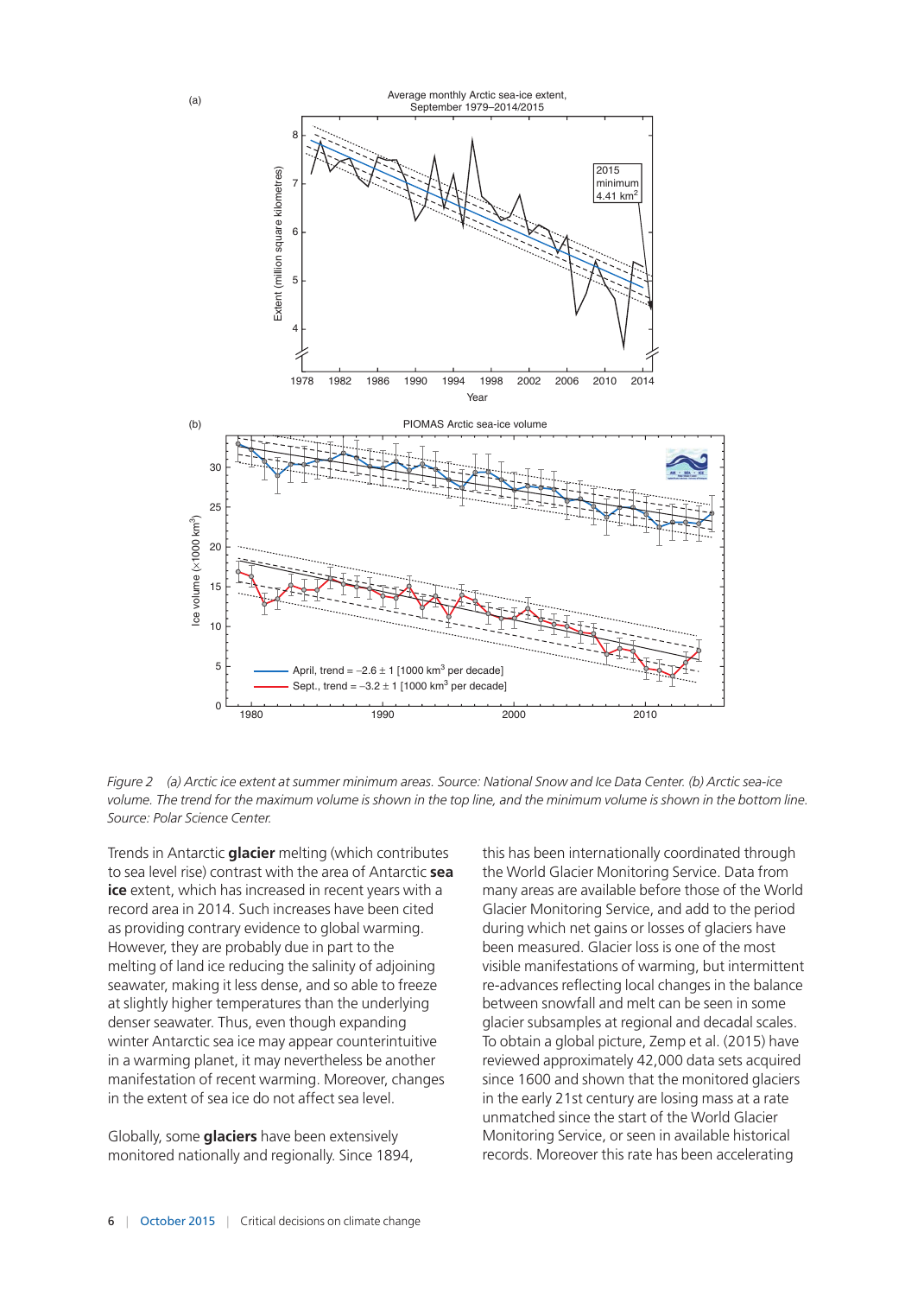*Figure 2 (a) Arctic ice extent at summer minimum areas. Source: National Snow and Ice Data Center. (b) Arctic sea-ice volume. The trend for the maximum volume is shown in the top line, and the minimum volume is shown in the bottom line. Source: Polar Science Center.*

Trends in Antarctic **glacier** melting (which contributes to sea level rise) contrast with the area of Antarctic **sea ice** extent, which has increased in recent years with a record area in 2014. Such increases have been cited as providing contrary evidence to global warming. However, they are probably due in part to the melting of land ice reducing the salinity of adjoining seawater, making it less dense, and so able to freeze at slightly higher temperatures than the underlying denser seawater. Thus, even though expanding winter Antarctic sea ice may appear counterintuitive in a warming planet, it may nevertheless be another manifestation of recent warming. Moreover, changes in the extent of sea ice do not affect sea level.

Globally, some **glaciers** have been extensively monitored nationally and regionally. Since 1894, this has been internationally coordinated through the World Glacier Monitoring Service. Data from many areas are available before those of the World Glacier Monitoring Service, and add to the period during which net gains or losses of glaciers have been measured. Glacier loss is one of the most visible manifestations of warming, but intermittent re-advances reflecting local changes in the balance between snowfall and melt can be seen in some glacier subsamples at regional and decadal scales. To obtain a global picture, Zemp et al. (2015) have reviewed approximately 42,000 data sets acquired since 1600 and shown that the monitored glaciers in the early 21st century are losing mass at a rate unmatched since the start of the World Glacier Monitoring Service, or seen in available historical records. Moreover this rate has been accelerating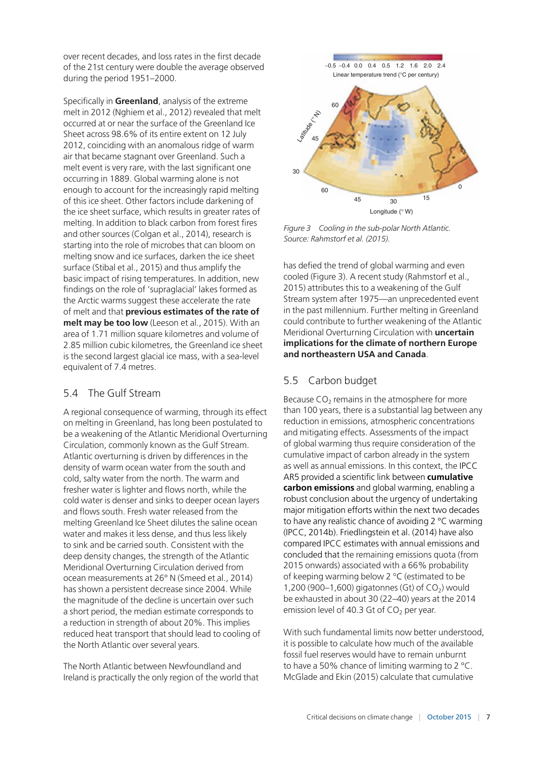over recent decades, and loss rates in the first decade of the 21st century were double the average observed during the period 1951–2000.

Specifically in **Greenland**, analysis of the extreme melt in 2012 (Nghiem et al., 2012) revealed that melt occurred at or near the surface of the Greenland Ice Sheet across 98.6% of its entire extent on 12 July 2012, coinciding with an anomalous ridge of warm air that became stagnant over Greenland. Such a melt event is very rare, with the last significant one occurring in 1889. Global warming alone is not enough to account for the increasingly rapid melting of this ice sheet. Other factors include darkening of the ice sheet surface, which results in greater rates of melting. In addition to black carbon from forest fires and other sources (Colgan et al., 2014), research is starting into the role of microbes that can bloom on melting snow and ice surfaces, darken the ice sheet surface (Stibal et al., 2015) and thus amplify the basic impact of rising temperatures. In addition, new findings on the role of 'supraglacial' lakes formed as the Arctic warms suggest these accelerate the rate of melt and that **previous estimates of the rate of melt may be too low** (Leeson et al., 2015). With an area of 1.71 million square kilometres and volume of 2.85 million cubic kilometres, the Greenland ice sheet is the second largest glacial ice mass, with a sea-level equivalent of 7.4 metres.

## 5.4 The Gulf Stream

A regional consequence of warming, through its effect on melting in Greenland, has long been postulated to be a weakening of the Atlantic Meridional Overturning Circulation, commonly known as the Gulf Stream. Atlantic overturning is driven by differences in the density of warm ocean water from the south and cold, salty water from the north. The warm and fresher water is lighter and flows north, while the cold water is denser and sinks to deeper ocean layers and flows south. Fresh water released from the melting Greenland Ice Sheet dilutes the saline ocean water and makes it less dense, and thus less likely to sink and be carried south. Consistent with the deep density changes, the strength of the Atlantic Meridional Overturning Circulation derived from ocean measurements at 26° N (Smeed et al., 2014) has shown a persistent decrease since 2004. While the magnitude of the decline is uncertain over such a short period, the median estimate corresponds to a reduction in strength of about 20%. This implies reduced heat transport that should lead to cooling of the North Atlantic over several years.

The North Atlantic between Newfoundland and Ireland is practically the only region of the world that has defied the trend of global warming and even cooled (Figure 3). A recent study (Rahmstorf et al., 2015) attributes this to a weakening of the Gulf Stream system after 1975—an unprecedented event in the past millennium. Further melting in Greenland could contribute to further weakening of the Atlantic Meridional Overturning Circulation with **uncertain implications for the climate of northern Europe and northeastern USA and Canada**.

*Figure 3 Cooling in the sub-polar North Atlantic. Source: Rahmstorf et al. (2015).*

## 5.5 Carbon budget

Because $CO_2$ remains in the atmosphere for more than 100 years, there is a substantial lag between any reduction in emissions, atmospheric concentrations and mitigating effects. Assessments of the impact of global warming thus require consideration of the cumulative impact of carbon already in the system as well as annual emissions. In this context, the IPCC AR5 provided a scientific link between **cumulative carbon emissions** and global warming, enabling a robust conclusion about the urgency of undertaking major mitigation efforts within the next two decades to have any realistic chance of avoiding 2 °C warming (IPCC, 2014b). Friedlingstein et al. (2014) have also compared IPCC estimates with annual emissions and concluded that the remaining emissions quota (from 2015 onwards) associated with a 66% probability of keeping warming below 2 °C (estimated to be 1,200 (900–1,600) gigatonnes (Gt) of $CO_2$) would be exhausted in about 30 (22–40) years at the 2014 emission level of 40.3 Gt of $CO_2$ per year.

With such fundamental limits now better understood, it is possible to calculate how much of the available fossil fuel reserves would have to remain unburnt to have a 50% chance of limiting warming to 2 °C. McGlade and Ekin (2015) calculate that cumulative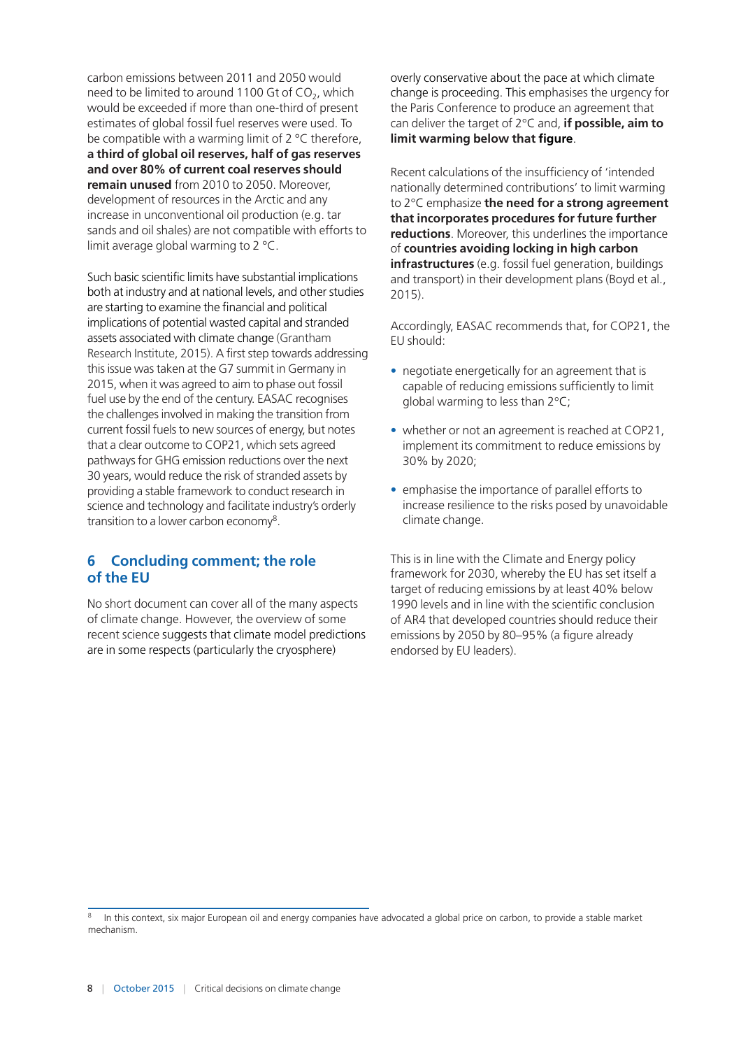carbon emissions between 2011 and 2050 would need to be limited to around 1100 Gt of $CO_2$, which would be exceeded if more than one-third of present estimates of global fossil fuel reserves were used. To be compatible with a warming limit of 2 °C therefore, **a third of global oil reserves, half of gas reserves and over 80% of current coal reserves should remain unused** from 2010 to 2050. Moreover, development of resources in the Arctic and any increase in unconventional oil production (e.g. tar sands and oil shales) are not compatible with efforts to limit average global warming to 2 °C.

Such basic scientific limits have substantial implications both at industry and at national levels, and other studies are starting to examine the financial and political implications of potential wasted capital and stranded assets associated with climate change (Grantham Research Institute, 2015). A first step towards addressing this issue was taken at the G7 summit in Germany in 2015, when it was agreed to aim to phase out fossil fuel use by the end of the century. EASAC recognises the challenges involved in making the transition from current fossil fuels to new sources of energy, but notes that a clear outcome to COP21, which sets agreed pathways for GHG emission reductions over the next 30 years, would reduce the risk of stranded assets by providing a stable framework to conduct research in science and technology and facilitate industry's orderly transition to a lower carbon economy[8].

## 6 Concluding comment; the role of the EU

No short document can cover all of the many aspects of climate change. However, the overview of some recent science suggests that climate model predictions are in some respects (particularly the cryosphere) overly conservative about the pace at which climate change is proceeding. This emphasises the urgency for the Paris Conference to produce an agreement that can deliver the target of 2°C and, **if possible, aim to limit warming below that figure**.

Recent calculations of the insufficiency of 'intended nationally determined contributions' to limit warming to 2°C emphasize **the need for a strong agreement that incorporates procedures for future further reductions**. Moreover, this underlines the importance of **countries avoiding locking in high carbon infrastructures** (e.g. fossil fuel generation, buildings and transport) in their development plans (Boyd et al., 2015).

Accordingly, EASAC recommends that, for COP21, the EU should:

- negotiate energetically for an agreement that is capable of reducing emissions sufficiently to limit global warming to less than 2°C;
- whether or not an agreement is reached at COP21, implement its commitment to reduce emissions by 30% by 2020;
- emphasise the importance of parallel efforts to increase resilience to the risks posed by unavoidable climate change.

This is in line with the Climate and Energy policy framework for 2030, whereby the EU has set itself a target of reducing emissions by at least 40% below 1990 levels and in line with the scientific conclusion of AR4 that developed countries should reduce their emissions by 2050 by 80–95% (a figure already endorsed by EU leaders).

[8] In this context, six major European oil and energy companies have advocated a global price on carbon, to provide a stable market mechanism.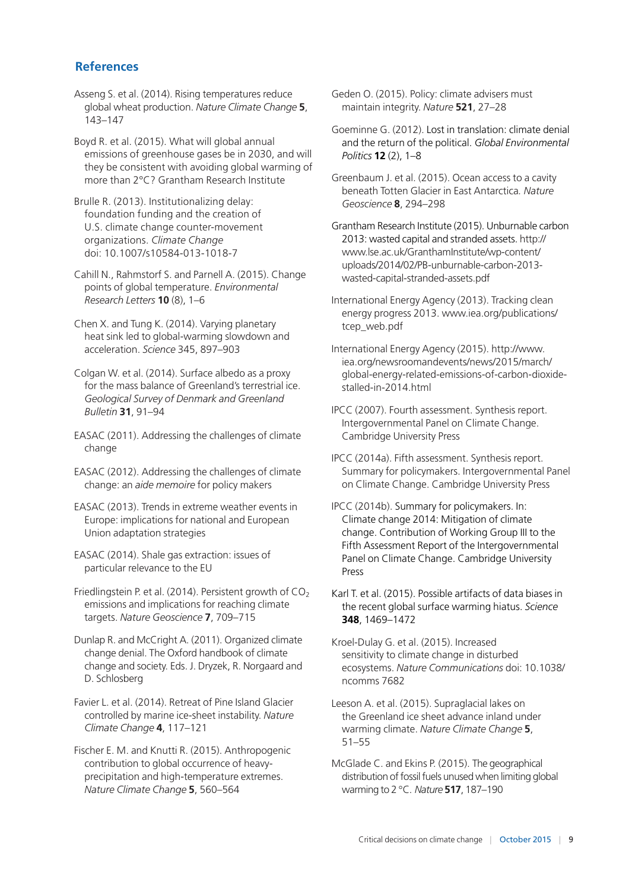## References

Asseng S. et al. (2014). Rising temperatures reduce global wheat production. *Nature Climate Change* **5**, 143–147

Boyd R. et al. (2015). What will global annual emissions of greenhouse gases be in 2030, and will they be consistent with avoiding global warming of more than 2°C? Grantham Research Institute

Brulle R. (2013). Institutionalizing delay: foundation funding and the creation of U.S. climate change counter-movement organizations. *Climate Change* doi: 10.1007/s10584-013-1018-7

Cahill N., Rahmstorf S. and Parnell A. (2015). Change points of global temperature. *Environmental Research Letters* **10** (8), 1–6

Chen X. and Tung K. (2014). Varying planetary heat sink led to global-warming slowdown and acceleration. *Science* 345, 897–903

Colgan W. et al. (2014). Surface albedo as a proxy for the mass balance of Greenland's terrestrial ice. *Geological Survey of Denmark and Greenland Bulletin* **31**, 91–94

EASAC (2011). Addressing the challenges of climate change

EASAC (2012). Addressing the challenges of climate change: an *aide memoire* for policy makers

EASAC (2013). Trends in extreme weather events in Europe: implications for national and European Union adaptation strategies

EASAC (2014). Shale gas extraction: issues of particular relevance to the EU

Friedlingstein P. et al. (2014). Persistent growth of $CO_2$ emissions and implications for reaching climate targets. *Nature Geoscience* **7**, 709–715

Dunlap R. and McCright A. (2011). Organized climate change denial. The Oxford handbook of climate change and society. Eds. J. Dryzek, R. Norgaard and D. Schlosberg

Favier L. et al. (2014). Retreat of Pine Island Glacier controlled by marine ice-sheet instability. *Nature Climate Change* **4**, 117–121

Fischer E. M. and Knutti R. (2015). Anthropogenic contribution to global occurrence of heavy-precipitation and high-temperature extremes. *Nature Climate Change* **5**, 560–564

Geden O. (2015). Policy: climate advisers must maintain integrity. *Nature* **521**, 27–28

Goeminne G. (2012). Lost in translation: climate denial and the return of the political. *Global Environmental Politics* **12** (2), 1–8

Greenbaum J. et al. (2015). Ocean access to a cavity beneath Totten Glacier in East Antarctica. *Nature Geoscience* **8**, 294–298

Grantham Research Institute (2015). Unburnable carbon 2013: wasted capital and stranded assets. http://www.lse.ac.uk/GranthamInstitute/wp-content/uploads/2014/02/PB-unburnable-carbon-2013-wasted-capital-stranded-assets.pdf

International Energy Agency (2013). Tracking clean energy progress 2013. www.iea.org/publications/tcep_web.pdf

International Energy Agency (2015). http://www.iea.org/newsroomandevents/news/2015/march/global-energy-related-emissions-of-carbon-dioxide-stalled-in-2014.html

IPCC (2007). Fourth assessment. Synthesis report. Intergovernmental Panel on Climate Change. Cambridge University Press

IPCC (2014a). Fifth assessment. Synthesis report. Summary for policymakers. Intergovernmental Panel on Climate Change. Cambridge University Press

IPCC (2014b). Summary for policymakers. In: Climate change 2014: Mitigation of climate change. Contribution of Working Group III to the Fifth Assessment Report of the Intergovernmental Panel on Climate Change. Cambridge University Press

Karl T. et al. (2015). Possible artifacts of data biases in the recent global surface warming hiatus. *Science* **348**, 1469–1472

Kroel-Dulay G. et al. (2015). Increased sensitivity to climate change in disturbed ecosystems. *Nature Communications* doi: 10.1038/ncomms 7682

Leeson A. et al. (2015). Supraglacial lakes on the Greenland ice sheet advance inland under warming climate. *Nature Climate Change* **5**, 51–55

McGlade C. and Ekins P. (2015). The geographical distribution of fossil fuels unused when limiting global warming to 2 °C. *Nature* **517**, 187–190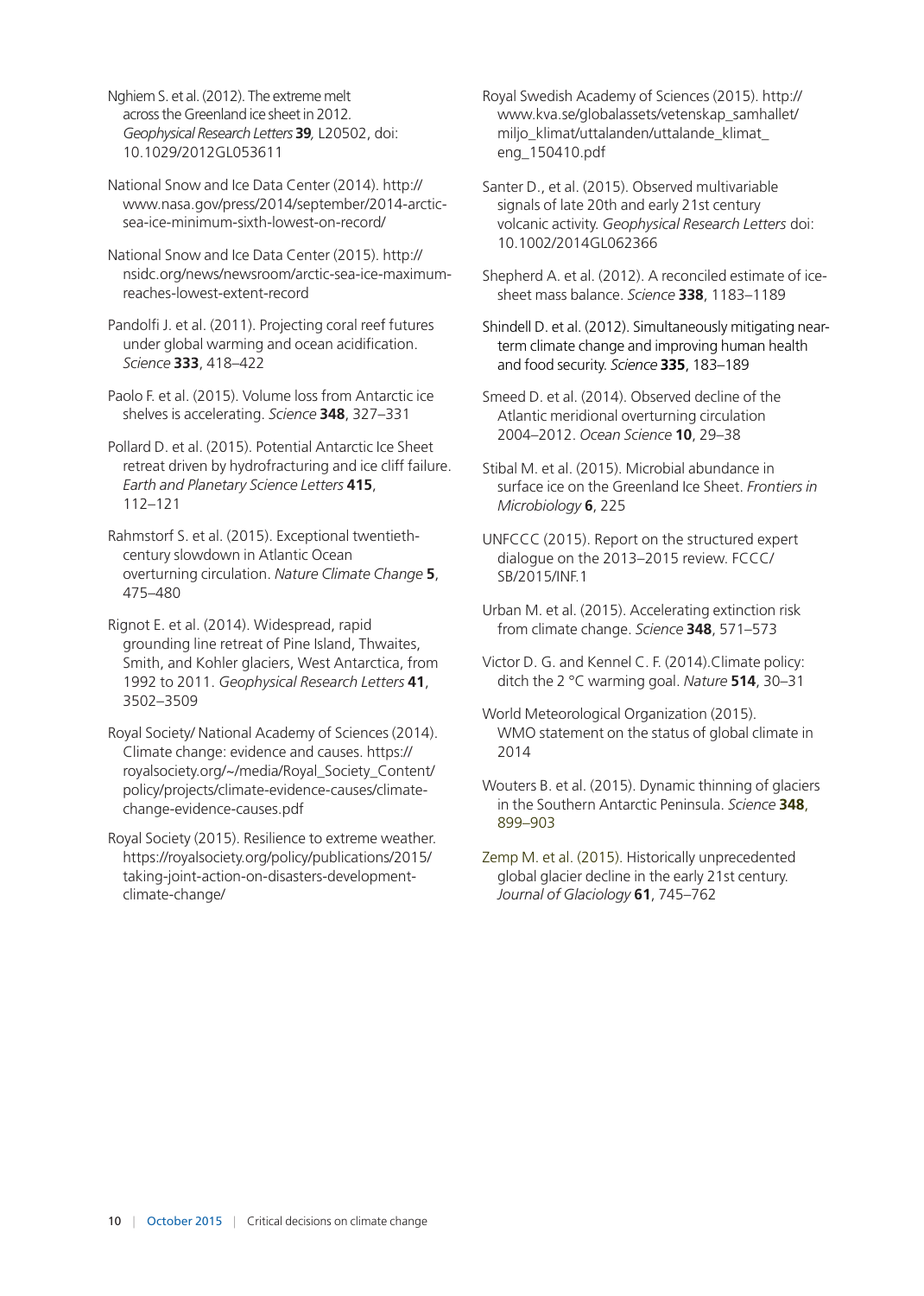Nghiem S. et al. (2012). The extreme melt across the Greenland ice sheet in 2012. *Geophysical Research Letters* **39**, L20502, doi: 10.1029/2012GL053611

National Snow and Ice Data Center (2014). http://www.nasa.gov/press/2014/september/2014-arctic-sea-ice-minimum-sixth-lowest-on-record/

National Snow and Ice Data Center (2015). http://nsidc.org/news/newsroom/arctic-sea-ice-maximum-reaches-lowest-extent-record

Pandolfi J. et al. (2011). Projecting coral reef futures under global warming and ocean acidification. *Science* **333**, 418–422

Paolo F. et al. (2015). Volume loss from Antarctic ice shelves is accelerating. *Science* **348**, 327–331

Pollard D. et al. (2015). Potential Antarctic Ice Sheet retreat driven by hydrofracturing and ice cliff failure. *Earth and Planetary Science Letters* **415**, 112–121

Rahmstorf S. et al. (2015). Exceptional twentieth-century slowdown in Atlantic Ocean overturning circulation. *Nature Climate Change* **5**, 475–480

Rignot E. et al. (2014). Widespread, rapid grounding line retreat of Pine Island, Thwaites, Smith, and Kohler glaciers, West Antarctica, from 1992 to 2011. *Geophysical Research Letters* **41**, 3502–3509

Royal Society/ National Academy of Sciences (2014). Climate change: evidence and causes. https://royalsociety.org/~/media/Royal_Society_Content/policy/projects/climate-evidence-causes/climate-change-evidence-causes.pdf

Royal Society (2015). Resilience to extreme weather. https://royalsociety.org/policy/publications/2015/taking-joint-action-on-disasters-development-climate-change/

Royal Swedish Academy of Sciences (2015). http://www.kva.se/globalassets/vetenskap_samhallet/miljo_klimat/uttalanden/uttalande_klimat_eng_150410.pdf

Santer D., et al. (2015). Observed multivariable signals of late 20th and early 21st century volcanic activity. *Geophysical Research Letters* doi: 10.1002/2014GL062366

Shepherd A. et al. (2012). A reconciled estimate of ice-sheet mass balance. *Science* **338**, 1183–1189

Shindell D. et al. (2012). Simultaneously mitigating near-term climate change and improving human health and food security. *Science* **335**, 183–189

Smeed D. et al. (2014). Observed decline of the Atlantic meridional overturning circulation 2004–2012. *Ocean Science* **10**, 29–38

Stibal M. et al. (2015). Microbial abundance in surface ice on the Greenland Ice Sheet. *Frontiers in Microbiology* **6**, 225

UNFCCC (2015). Report on the structured expert dialogue on the 2013–2015 review. FCCC/SB/2015/INF.1

Urban M. et al. (2015). Accelerating extinction risk from climate change. *Science* **348**, 571–573

Victor D. G. and Kennel C. F. (2014).Climate policy: ditch the 2 °C warming goal. *Nature* **514**, 30–31

World Meteorological Organization (2015). WMO statement on the status of global climate in 2014

Wouters B. et al. (2015). Dynamic thinning of glaciers in the Southern Antarctic Peninsula. *Science* **348**, 899–903

Zemp M. et al. (2015). Historically unprecedented global glacier decline in the early 21st century. *Journal of Glaciology* **61**, 745–762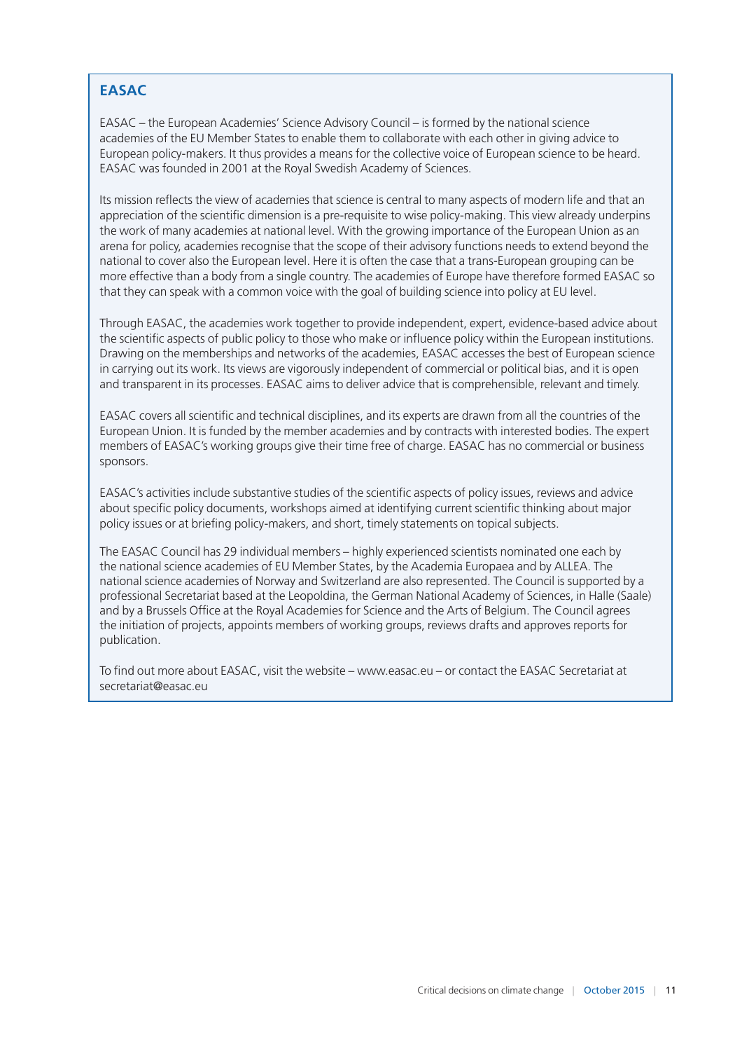## EASAC

EASAC – the European Academies' Science Advisory Council – is formed by the national science academies of the EU Member States to enable them to collaborate with each other in giving advice to European policy-makers. It thus provides a means for the collective voice of European science to be heard. EASAC was founded in 2001 at the Royal Swedish Academy of Sciences.

Its mission reflects the view of academies that science is central to many aspects of modern life and that an appreciation of the scientific dimension is a pre-requisite to wise policy-making. This view already underpins the work of many academies at national level. With the growing importance of the European Union as an arena for policy, academies recognise that the scope of their advisory functions needs to extend beyond the national to cover also the European level. Here it is often the case that a trans-European grouping can be more effective than a body from a single country. The academies of Europe have therefore formed EASAC so that they can speak with a common voice with the goal of building science into policy at EU level.

Through EASAC, the academies work together to provide independent, expert, evidence-based advice about the scientific aspects of public policy to those who make or influence policy within the European institutions. Drawing on the memberships and networks of the academies, EASAC accesses the best of European science in carrying out its work. Its views are vigorously independent of commercial or political bias, and it is open and transparent in its processes. EASAC aims to deliver advice that is comprehensible, relevant and timely.

EASAC covers all scientific and technical disciplines, and its experts are drawn from all the countries of the European Union. It is funded by the member academies and by contracts with interested bodies. The expert members of EASAC's working groups give their time free of charge. EASAC has no commercial or business sponsors.

EASAC's activities include substantive studies of the scientific aspects of policy issues, reviews and advice about specific policy documents, workshops aimed at identifying current scientific thinking about major policy issues or at briefing policy-makers, and short, timely statements on topical subjects.

The EASAC Council has 29 individual members – highly experienced scientists nominated one each by the national science academies of EU Member States, by the Academia Europaea and by ALLEA. The national science academies of Norway and Switzerland are also represented. The Council is supported by a professional Secretariat based at the Leopoldina, the German National Academy of Sciences, in Halle (Saale) and by a Brussels Office at the Royal Academies for Science and the Arts of Belgium. The Council agrees the initiation of projects, appoints members of working groups, reviews drafts and approves reports for publication.

To find out more about EASAC, visit the website – www.easac.eu – or contact the EASAC Secretariat at secretariat@easac.eu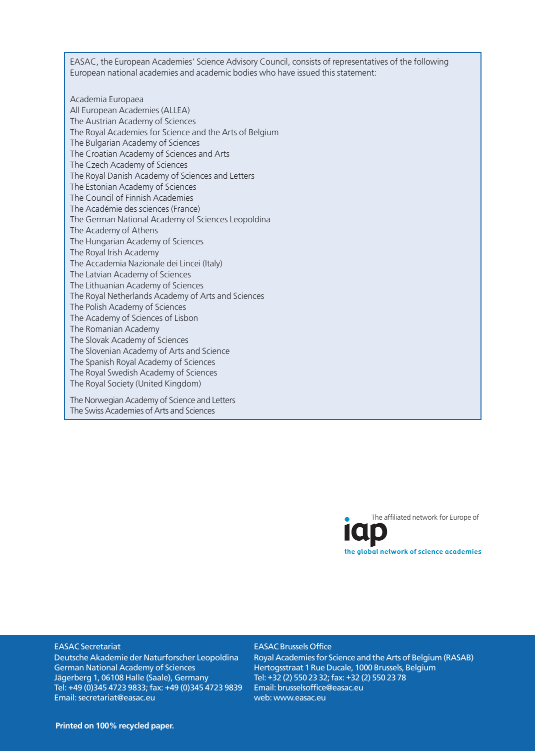EASAC, the European Academies' Science Advisory Council, consists of representatives of the following European national academies and academic bodies who have issued this statement:

Academia Europaea
All European Academies (ALLEA)
The Austrian Academy of Sciences
The Royal Academies for Science and the Arts of Belgium
The Bulgarian Academy of Sciences
The Croatian Academy of Sciences and Arts
The Czech Academy of Sciences
The Royal Danish Academy of Sciences and Letters
The Estonian Academy of Sciences
The Council of Finnish Academies
The Académie des sciences (France)
The German National Academy of Sciences Leopoldina
The Academy of Athens
The Hungarian Academy of Sciences
The Royal Irish Academy
The Accademia Nazionale dei Lincei (Italy)
The Latvian Academy of Sciences
The Lithuanian Academy of Sciences
The Royal Netherlands Academy of Arts and Sciences
The Polish Academy of Sciences
The Academy of Sciences of Lisbon
The Romanian Academy
The Slovak Academy of Sciences
The Slovenian Academy of Arts and Science
The Spanish Royal Academy of Sciences
The Royal Swedish Academy of Sciences
The Royal Society (United Kingdom)

The Norwegian Academy of Science and Letters
The Swiss Academies of Arts and Sciences

The affiliated network for Europe of
iap
the global network of science academies

EASAC Secretariat
Deutsche Akademie der Naturforscher Leopoldina
German National Academy of Sciences
Jägerberg 1, 06108 Halle (Saale), Germany
Tel: +49 (0)345 4723 9833; fax: +49 (0)345 4723 9839
Email: secretariat@easac.eu

EASAC Brussels Office
Royal Academies for Science and the Arts of Belgium (RASAB)
Hertogsstraat 1 Rue Ducale, 1000 Brussels, Belgium
Tel: +32 (2) 550 23 32; fax: +32 (2) 550 23 78
Email: brusselsoffice@easac.eu
web: www.easac.eu

**Printed on 100% recycled paper.**